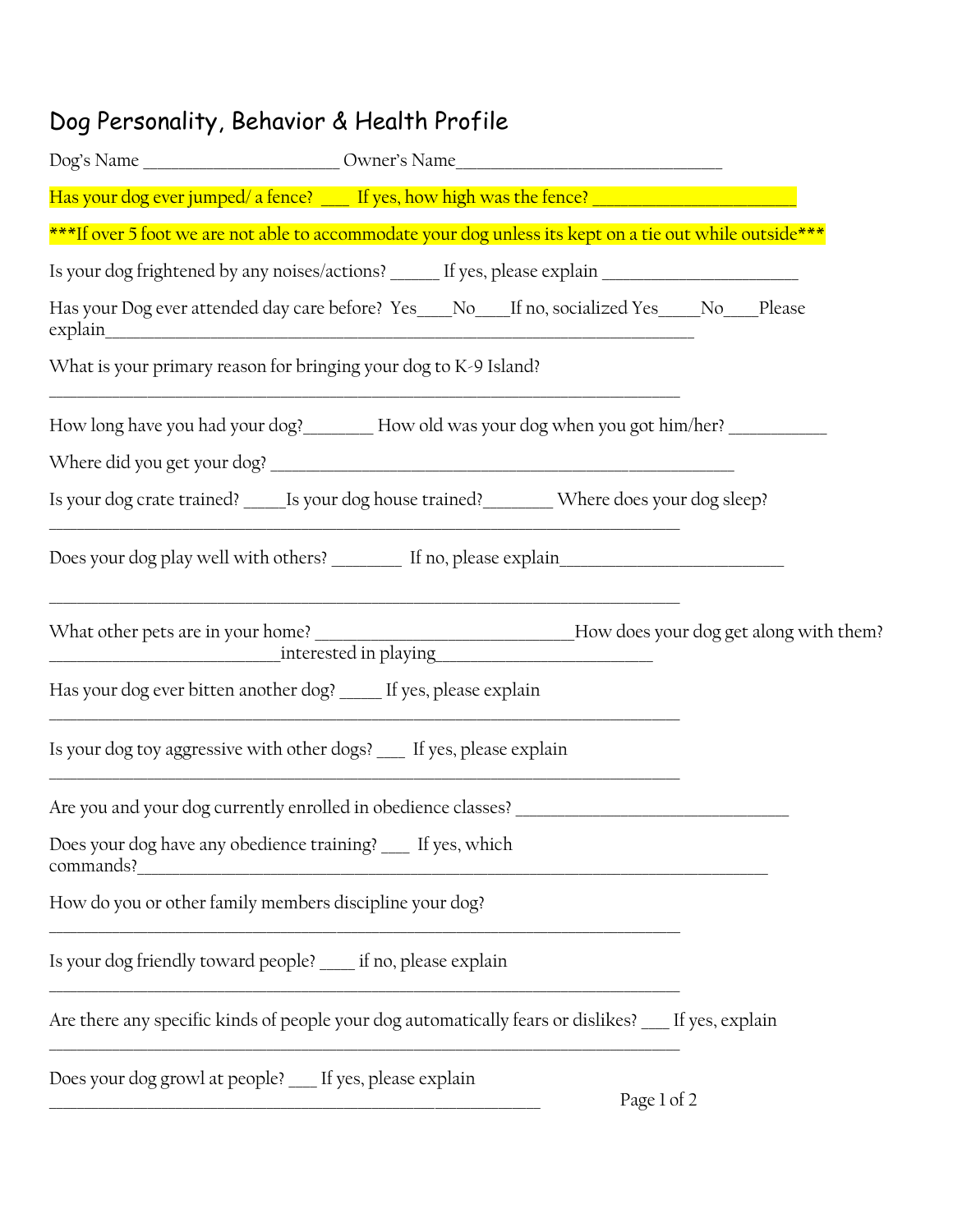# Dog Personality, Behavior & Health Profile

Dog's Name ______________________ Owner's Name_____________________________

Has your dog ever jumped/ a fence? ___ If yes, how high was the fence? ______________________

***If over 5 foot we are not able to accommodate your dog unless its kept on a tie out while outside***

Is your dog frightened by any noises/actions? _____ If yes, please explain _____________________

Has your Dog ever attended day care before? Yes____No____If no, socialized Yes_____No____Please explain_______________________________________________________________

What is your primary reason for bringing your dog to K-9 Island?

______________________________________________________________________

How long have you had your dog?_______ How old was your dog when you got him/her? __________

Where did you get your dog? ___________________________________________________

Is your dog crate trained? _____Is your dog house trained?_______ Where does your dog sleep?

______________________________________________________________________

Does your dog play well with others? ________ If no, please explain_______________________

______________________________________________________________________

What other pets are in your home? ____________________________How does your dog get along with them? __________________________interested in playing________________________

Has your dog ever bitten another dog? _____ If yes, please explain

______________________________________________________________________

Is your dog toy aggressive with other dogs? ___ If yes, please explain

______________________________________________________________________

Are you and your dog currently enrolled in obedience classes? ______________________________

Does your dog have any obedience training? ___ If yes, which commands?______________________________________________________________________

How do you or other family members discipline your dog?

______________________________________________________________________

Is your dog friendly toward people? ____ if no, please explain

______________________________________________________________________

Are there any specific kinds of people your dog automatically fears or dislikes? ___ If yes, explain

______________________________________________________________________

Does your dog growl at people? ___ If yes, please explain

_______________________________________________________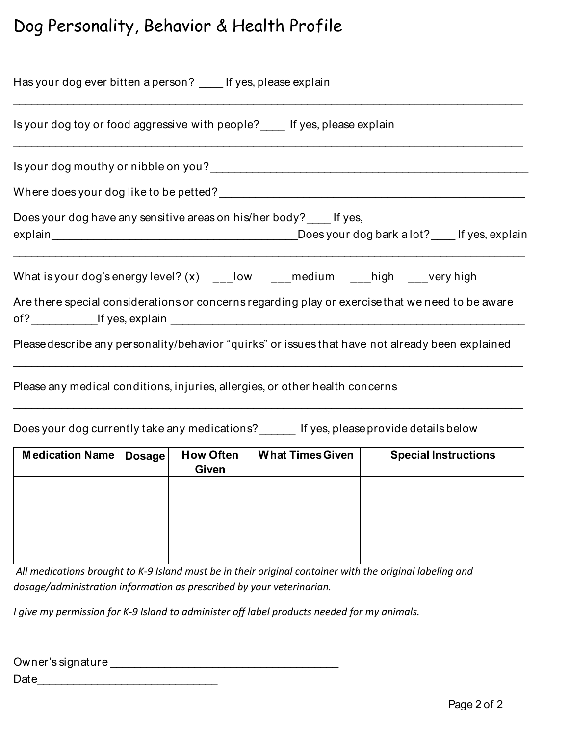# Dog Personality, Behavior & Health Profile

Has your dog ever bitten a person? ____ If yes, please explain

______________________________________________________________________________

Is your dog toy or food aggressive with people? ____ If yes, please explain

______________________________________________________________________________

Is your dog mouthy or nibble on you? ______________________________________________

Where does your dog like to be petted? _____________________________________________

Does your dog have any sensitive areas on his/her body? ____ If yes, explain________________________________________ Does your dog bark a lot? ____ If yes, explain

______________________________________________________________________________

What is your dog's energy level? (x) ___low ___medium ___high ___very high

Are there special considerations or concerns regarding play or exercise that we need to be aware of? ___________ If yes, explain ______________________________________________________

Please describe any personality/behavior "quirks" or issues that have not already been explained

______________________________________________________________________________

Please any medical conditions, injuries, allergies, or other health concerns

______________________________________________________________________________

Does your dog currently take any medications? ______ If yes, please provide details below

| Medication Name | Dosage | How Often Given | What Times Given | Special Instructions |
|---|---|---|---|---|
| | | | | |
| | | | | |
| | | | | |

*All medications brought to K-9 Island must be in their original container with the original labeling and dosage/administration information as prescribed by your veterinarian.*

*I give my permission for K-9 Island to administer off label products needed for my animals.*

Owner's signature ______________________________________

Date______________________________